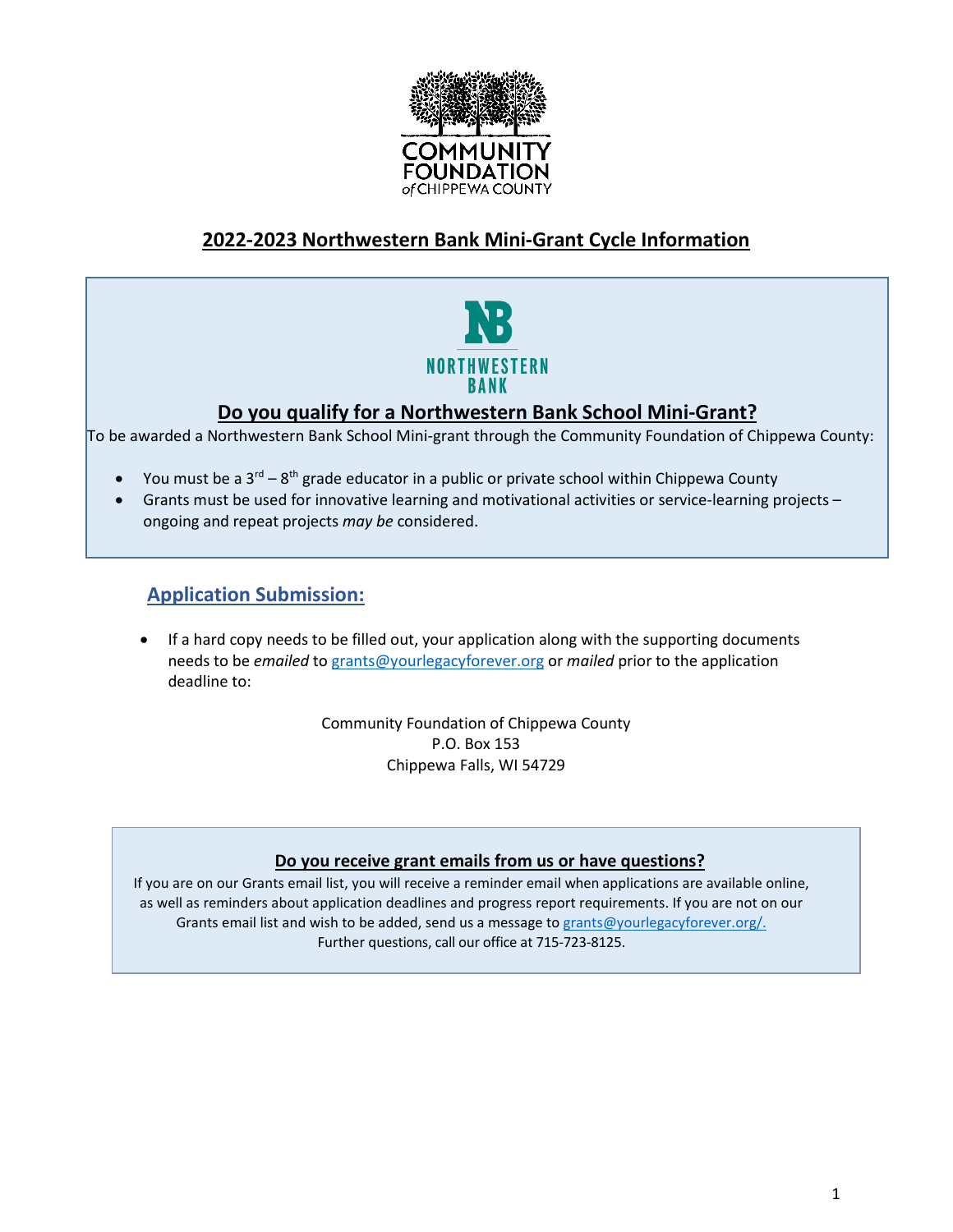COMMUNITY FOUNDATION
of CHIPPEWA COUNTY

# 2022-2023 Northwestern Bank Mini-Grant Cycle Information

NORTHWESTERN BANK

## Do you qualify for a Northwestern Bank School Mini-Grant?

To be awarded a Northwestern Bank School Mini-grant through the Community Foundation of Chippewa County:

- You must be a 3rd – 8th grade educator in a public or private school within Chippewa County
- Grants must be used for innovative learning and motivational activities or service-learning projects – ongoing and repeat projects *may be* considered.

## Application Submission:

- If a hard copy needs to be filled out, your application along with the supporting documents needs to be *emailed* to grants@yourlegacyforever.org or *mailed* prior to the application deadline to:

Community Foundation of Chippewa County
P.O. Box 153
Chippewa Falls, WI 54729

### Do you receive grant emails from us or have questions?

If you are on our Grants email list, you will receive a reminder email when applications are available online, as well as reminders about application deadlines and progress report requirements. If you are not on our Grants email list and wish to be added, send us a message to grants@yourlegacyforever.org/.
Further questions, call our office at 715-723-8125.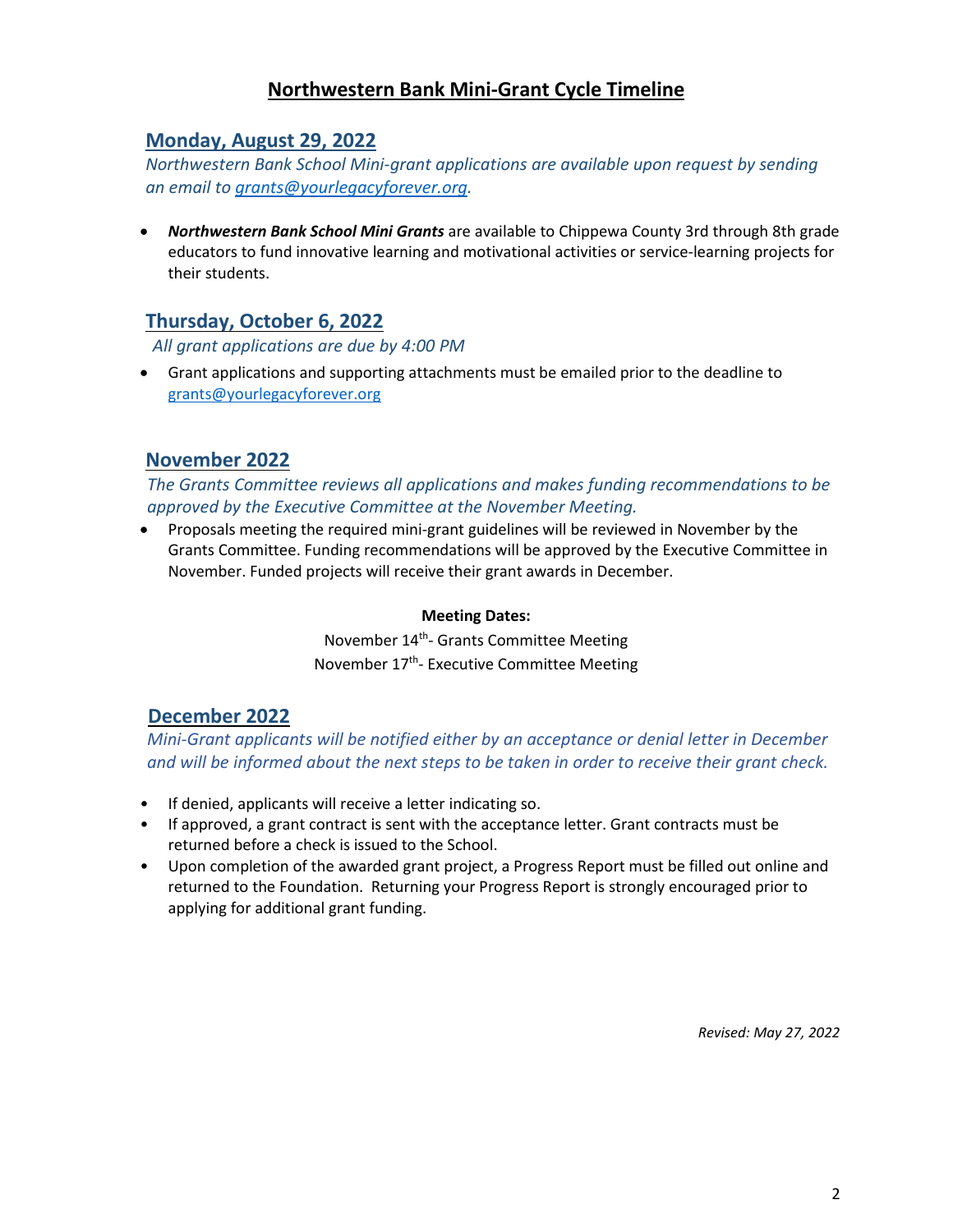# Northwestern Bank Mini-Grant Cycle Timeline

## Monday, August 29, 2022

*Northwestern Bank School Mini-grant applications are available upon request by sending an email to grants@yourlegacyforever.org.*

- ***Northwestern Bank School Mini Grants*** are available to Chippewa County 3rd through 8th grade educators to fund innovative learning and motivational activities or service-learning projects for their students.

## Thursday, October 6, 2022

*All grant applications are due by 4:00 PM*

- Grant applications and supporting attachments must be emailed prior to the deadline to grants@yourlegacyforever.org

## November 2022

*The Grants Committee reviews all applications and makes funding recommendations to be approved by the Executive Committee at the November Meeting.*

- Proposals meeting the required mini-grant guidelines will be reviewed in November by the Grants Committee. Funding recommendations will be approved by the Executive Committee in November. Funded projects will receive their grant awards in December.

**Meeting Dates:**

November 14th- Grants Committee Meeting

November 17th- Executive Committee Meeting

## December 2022

*Mini-Grant applicants will be notified either by an acceptance or denial letter in December and will be informed about the next steps to be taken in order to receive their grant check.*

- If denied, applicants will receive a letter indicating so.
- If approved, a grant contract is sent with the acceptance letter. Grant contracts must be returned before a check is issued to the School.
- Upon completion of the awarded grant project, a Progress Report must be filled out online and returned to the Foundation. Returning your Progress Report is strongly encouraged prior to applying for additional grant funding.

*Revised: May 27, 2022*